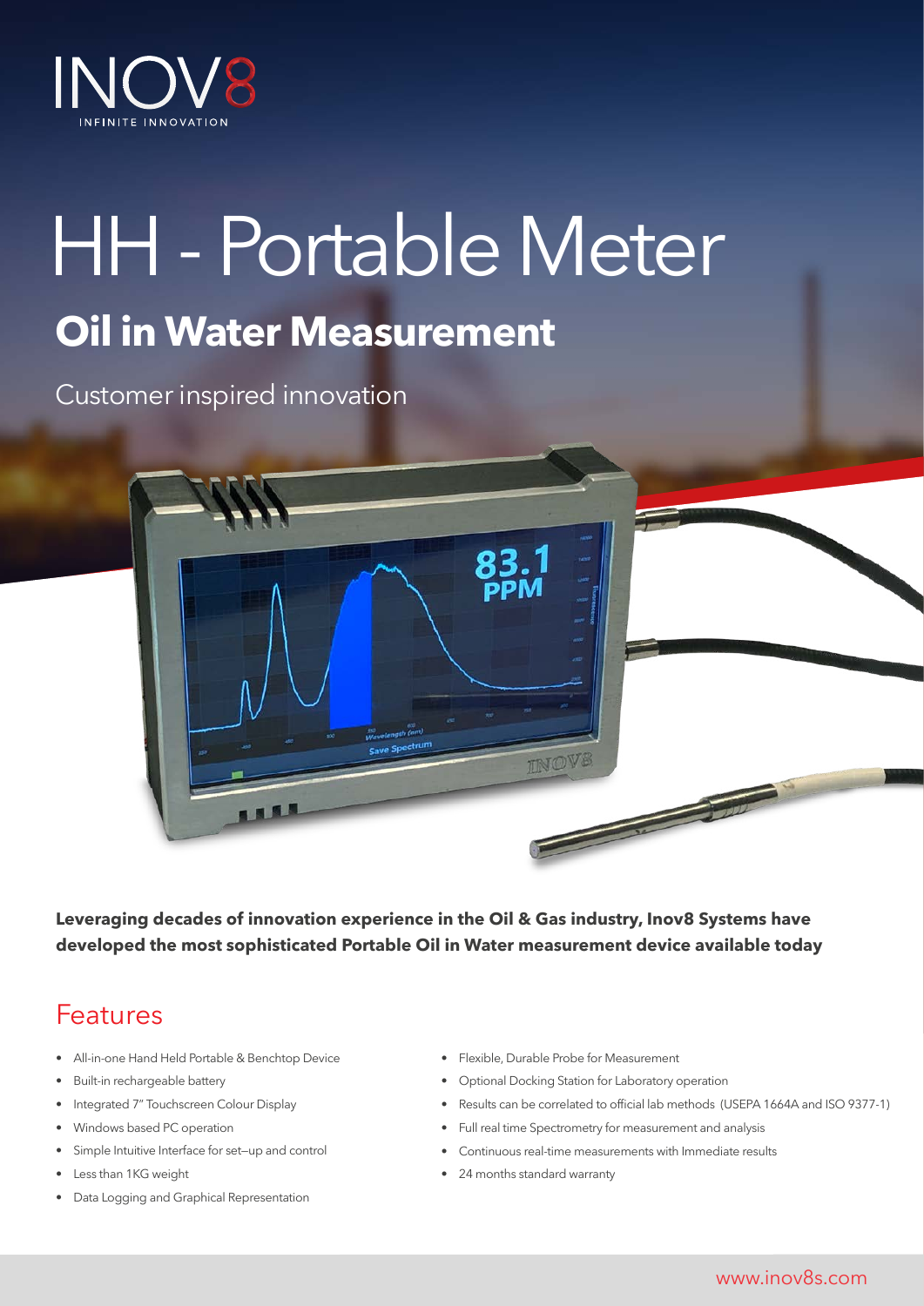INOV8

INFINITE INNOVATION

# HH - Portable Meter

## Oil in Water Measurement

Customer inspired innovation

**Leveraging decades of innovation experience in the Oil & Gas industry, Inov8 Systems have developed the most sophisticated Portable Oil in Water measurement device available today**

## Features

- All-in-one Hand Held Portable & Benchtop Device
- Built-in rechargeable battery
- Integrated 7" Touchscreen Colour Display
- Windows based PC operation
- Simple Intuitive Interface for set–up and control
- Less than 1KG weight
- Data Logging and Graphical Representation
- Flexible, Durable Probe for Measurement
- Optional Docking Station for Laboratory operation
- Results can be correlated to official lab methods (USEPA 1664A and ISO 9377-1)
- Full real time Spectrometry for measurement and analysis
- Continuous real-time measurements with Immediate results
- 24 months standard warranty

www.inov8s.com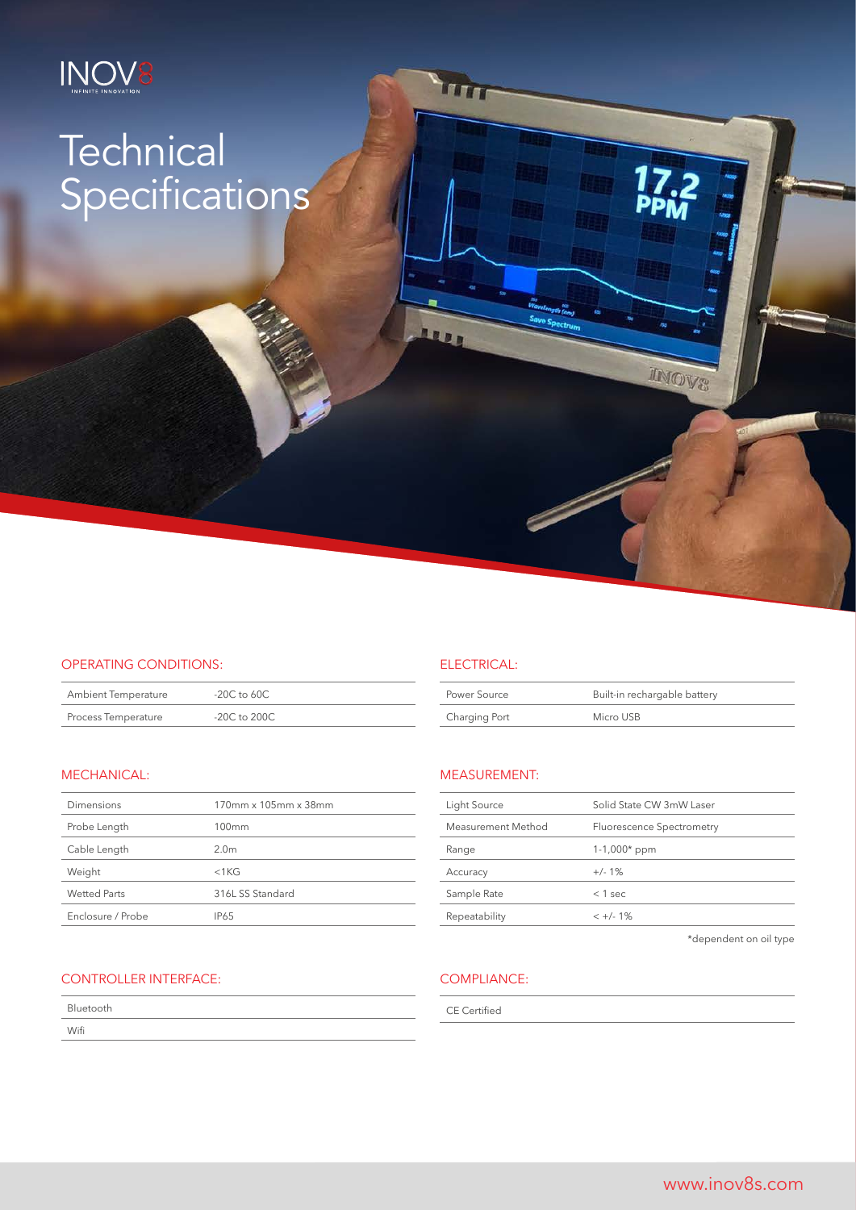# Technical Specifications

## OPERATING CONDITIONS:

| | |
|---|---|
| Ambient Temperature | -20C to 60C |
| Process Temperature | -20C to 200C |

## ELECTRICAL:

| | |
|---|---|
| Power Source | Built-in rechargable battery |
| Charging Port | Micro USB |

## MECHANICAL:

| | |
|---|---|
| Dimensions | 170mm x 105mm x 38mm |
| Probe Length | 100mm |
| Cable Length | 2.0m |
| Weight | <1KG |
| Wetted Parts | 316L SS Standard |
| Enclosure / Probe | IP65 |

## MEASUREMENT:

| | |
|---|---|
| Light Source | Solid State CW 3mW Laser |
| Measurement Method | Fluorescence Spectrometry |
| Range | 1-1,000* ppm |
| Accuracy | +/- 1% |
| Sample Rate | < 1 sec |
| Repeatability | < +/- 1% |

*dependent on oil type

## CONTROLLER INTERFACE:

- Bluetooth
- Wifi

## COMPLIANCE:

- CE Certified

www.inov8s.com